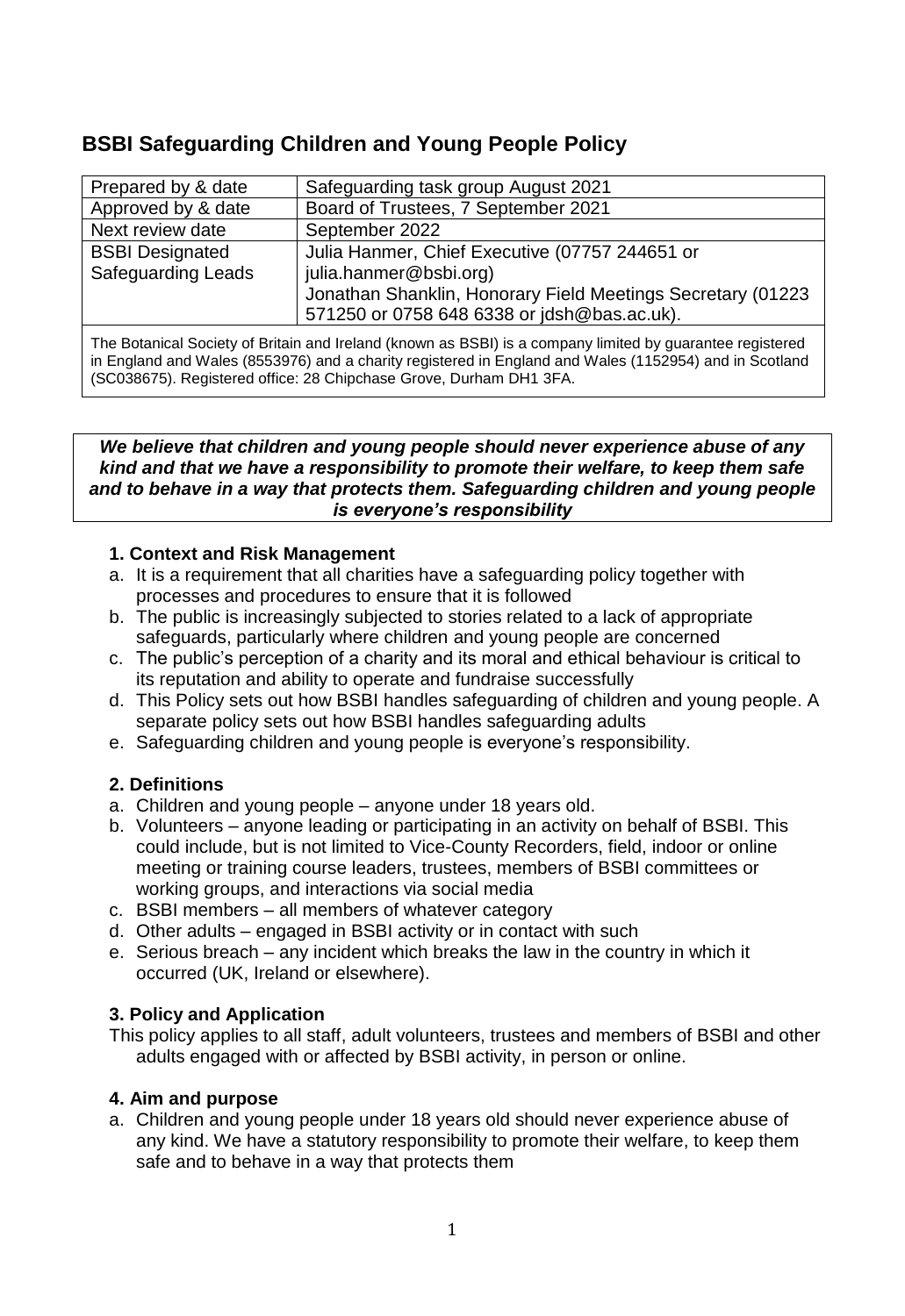## BSBI Safeguarding Children and Young People Policy

| Prepared by & date | Safeguarding task group August 2021 |
|---|---|
| Approved by & date | Board of Trustees, 7 September 2021 |
| Next review date | September 2022 |
| BSBI Designated Safeguarding Leads | Julia Hanmer, Chief Executive (07757 244651 or julia.hanmer@bsbi.org) Jonathan Shanklin, Honorary Field Meetings Secretary (01223 571250 or 0758 648 6338 or jdsh@bas.ac.uk). |

The Botanical Society of Britain and Ireland (known as BSBI) is a company limited by guarantee registered in England and Wales (8553976) and a charity registered in England and Wales (1152954) and in Scotland (SC038675). Registered office: 28 Chipchase Grove, Durham DH1 3FA.

***We believe that children and young people should never experience abuse of any kind and that we have a responsibility to promote their welfare, to keep them safe and to behave in a way that protects them. Safeguarding children and young people is everyone's responsibility***

### 1. Context and Risk Management

a. It is a requirement that all charities have a safeguarding policy together with processes and procedures to ensure that it is followed
b. The public is increasingly subjected to stories related to a lack of appropriate safeguards, particularly where children and young people are concerned
c. The public's perception of a charity and its moral and ethical behaviour is critical to its reputation and ability to operate and fundraise successfully
d. This Policy sets out how BSBI handles safeguarding of children and young people. A separate policy sets out how BSBI handles safeguarding adults
e. Safeguarding children and young people is everyone's responsibility.

### 2. Definitions

a. Children and young people – anyone under 18 years old.
b. Volunteers – anyone leading or participating in an activity on behalf of BSBI. This could include, but is not limited to Vice-County Recorders, field, indoor or online meeting or training course leaders, trustees, members of BSBI committees or working groups, and interactions via social media
c. BSBI members – all members of whatever category
d. Other adults – engaged in BSBI activity or in contact with such
e. Serious breach – any incident which breaks the law in the country in which it occurred (UK, Ireland or elsewhere).

### 3. Policy and Application

This policy applies to all staff, adult volunteers, trustees and members of BSBI and other adults engaged with or affected by BSBI activity, in person or online.

### 4. Aim and purpose

a. Children and young people under 18 years old should never experience abuse of any kind. We have a statutory responsibility to promote their welfare, to keep them safe and to behave in a way that protects them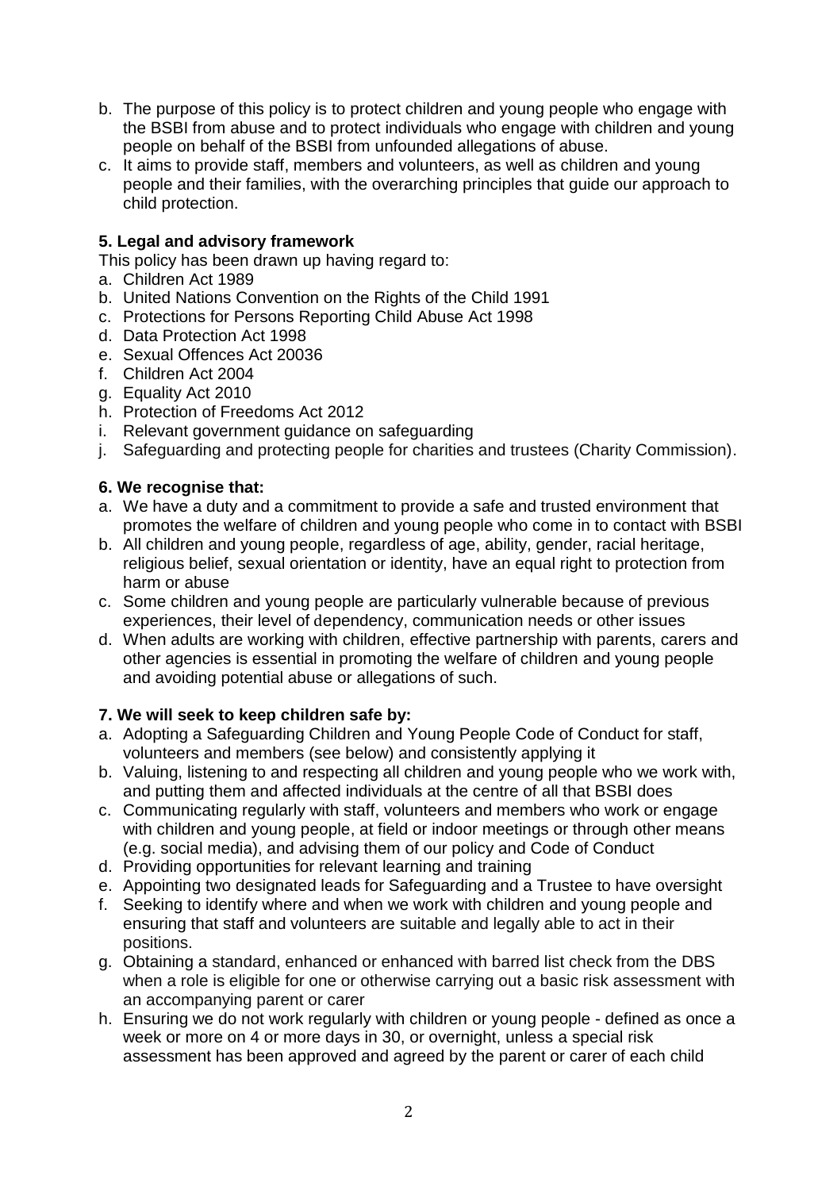b. The purpose of this policy is to protect children and young people who engage with the BSBI from abuse and to protect individuals who engage with children and young people on behalf of the BSBI from unfounded allegations of abuse.

c. It aims to provide staff, members and volunteers, as well as children and young people and their families, with the overarching principles that guide our approach to child protection.

**5. Legal and advisory framework**

This policy has been drawn up having regard to:

a. Children Act 1989
b. United Nations Convention on the Rights of the Child 1991
c. Protections for Persons Reporting Child Abuse Act 1998
d. Data Protection Act 1998
e. Sexual Offences Act 20036
f. Children Act 2004
g. Equality Act 2010
h. Protection of Freedoms Act 2012
i. Relevant government guidance on safeguarding
j. Safeguarding and protecting people for charities and trustees (Charity Commission).

**6. We recognise that:**

a. We have a duty and a commitment to provide a safe and trusted environment that promotes the welfare of children and young people who come in to contact with BSBI
b. All children and young people, regardless of age, ability, gender, racial heritage, religious belief, sexual orientation or identity, have an equal right to protection from harm or abuse
c. Some children and young people are particularly vulnerable because of previous experiences, their level of dependency, communication needs or other issues
d. When adults are working with children, effective partnership with parents, carers and other agencies is essential in promoting the welfare of children and young people and avoiding potential abuse or allegations of such.

**7. We will seek to keep children safe by:**

a. Adopting a Safeguarding Children and Young People Code of Conduct for staff, volunteers and members (see below) and consistently applying it
b. Valuing, listening to and respecting all children and young people who we work with, and putting them and affected individuals at the centre of all that BSBI does
c. Communicating regularly with staff, volunteers and members who work or engage with children and young people, at field or indoor meetings or through other means (e.g. social media), and advising them of our policy and Code of Conduct
d. Providing opportunities for relevant learning and training
e. Appointing two designated leads for Safeguarding and a Trustee to have oversight
f. Seeking to identify where and when we work with children and young people and ensuring that staff and volunteers are suitable and legally able to act in their positions.
g. Obtaining a standard, enhanced or enhanced with barred list check from the DBS when a role is eligible for one or otherwise carrying out a basic risk assessment with an accompanying parent or carer
h. Ensuring we do not work regularly with children or young people - defined as once a week or more on 4 or more days in 30, or overnight, unless a special risk assessment has been approved and agreed by the parent or carer of each child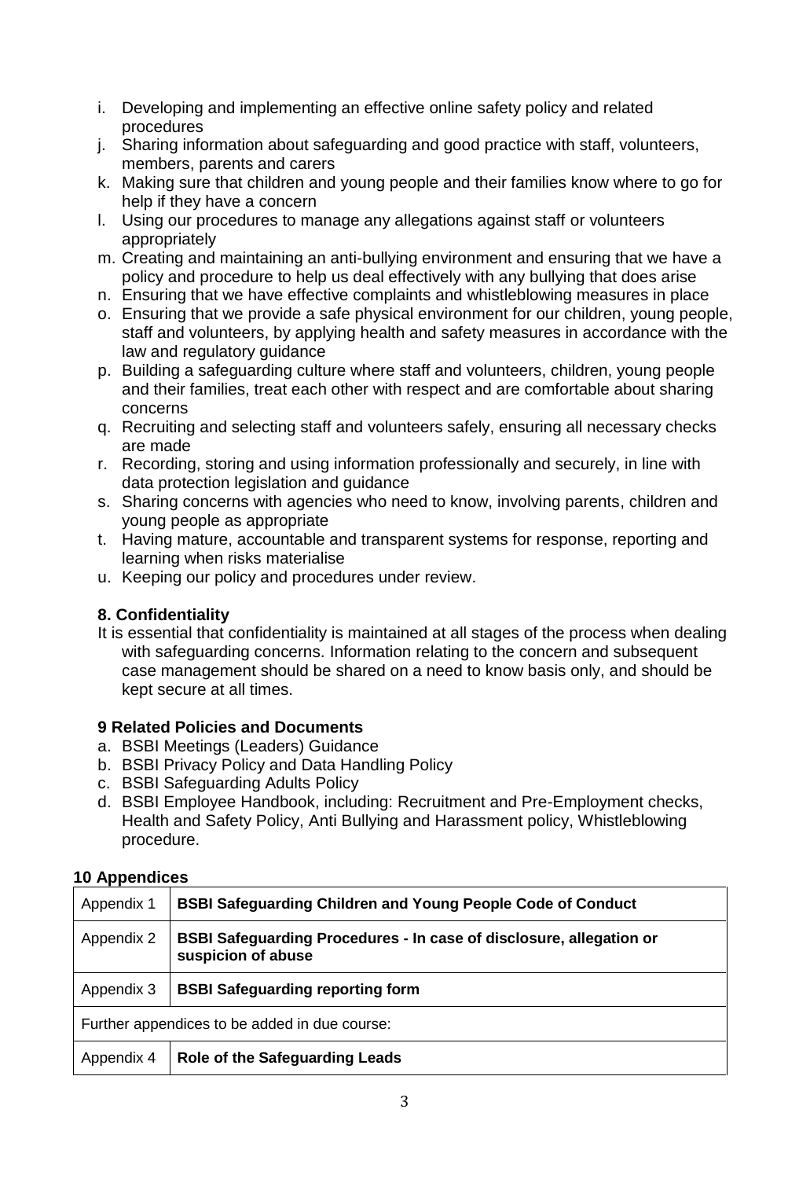i. Developing and implementing an effective online safety policy and related procedures
j. Sharing information about safeguarding and good practice with staff, volunteers, members, parents and carers
k. Making sure that children and young people and their families know where to go for help if they have a concern
l. Using our procedures to manage any allegations against staff or volunteers appropriately
m. Creating and maintaining an anti-bullying environment and ensuring that we have a policy and procedure to help us deal effectively with any bullying that does arise
n. Ensuring that we have effective complaints and whistleblowing measures in place
o. Ensuring that we provide a safe physical environment for our children, young people, staff and volunteers, by applying health and safety measures in accordance with the law and regulatory guidance
p. Building a safeguarding culture where staff and volunteers, children, young people and their families, treat each other with respect and are comfortable about sharing concerns
q. Recruiting and selecting staff and volunteers safely, ensuring all necessary checks are made
r. Recording, storing and using information professionally and securely, in line with data protection legislation and guidance
s. Sharing concerns with agencies who need to know, involving parents, children and young people as appropriate
t. Having mature, accountable and transparent systems for response, reporting and learning when risks materialise
u. Keeping our policy and procedures under review.

### 8. Confidentiality

It is essential that confidentiality is maintained at all stages of the process when dealing with safeguarding concerns. Information relating to the concern and subsequent case management should be shared on a need to know basis only, and should be kept secure at all times.

### 9 Related Policies and Documents

a. BSBI Meetings (Leaders) Guidance
b. BSBI Privacy Policy and Data Handling Policy
c. BSBI Safeguarding Adults Policy
d. BSBI Employee Handbook, including: Recruitment and Pre-Employment checks, Health and Safety Policy, Anti Bullying and Harassment policy, Whistleblowing procedure.

### 10 Appendices

| | |
|---|---|
| Appendix 1 | **BSBI Safeguarding Children and Young People Code of Conduct** |
| Appendix 2 | **BSBI Safeguarding Procedures - In case of disclosure, allegation or suspicion of abuse** |
| Appendix 3 | **BSBI Safeguarding reporting form** |
| Further appendices to be added in due course: | |
| Appendix 4 | **Role of the Safeguarding Leads** |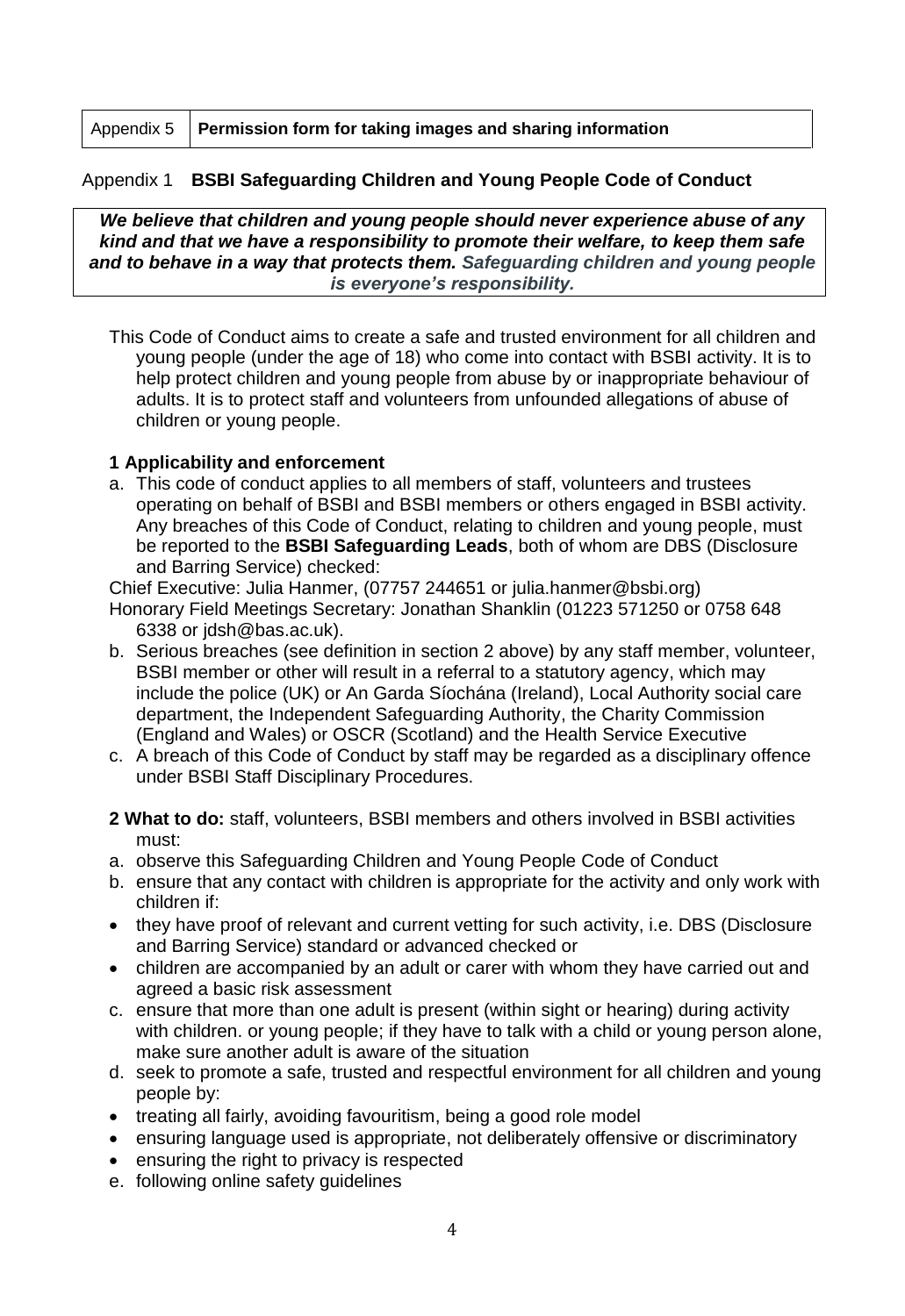| Appendix 5 | **Permission form for taking images and sharing information** |
|---|---|

## Appendix 1 **BSBI Safeguarding Children and Young People Code of Conduct**

***We believe that children and young people should never experience abuse of any kind and that we have a responsibility to promote their welfare, to keep them safe and to behave in a way that protects them. Safeguarding children and young people is everyone's responsibility.***

This Code of Conduct aims to create a safe and trusted environment for all children and young people (under the age of 18) who come into contact with BSBI activity. It is to help protect children and young people from abuse by or inappropriate behaviour of adults. It is to protect staff and volunteers from unfounded allegations of abuse of children or young people.

### 1 Applicability and enforcement

a. This code of conduct applies to all members of staff, volunteers and trustees operating on behalf of BSBI and BSBI members or others engaged in BSBI activity. Any breaches of this Code of Conduct, relating to children and young people, must be reported to the **BSBI Safeguarding Leads**, both of whom are DBS (Disclosure and Barring Service) checked:

Chief Executive: Julia Hanmer, (07757 244651 or julia.hanmer@bsbi.org)

Honorary Field Meetings Secretary: Jonathan Shanklin (01223 571250 or 0758 648 6338 or jdsh@bas.ac.uk).

b. Serious breaches (see definition in section 2 above) by any staff member, volunteer, BSBI member or other will result in a referral to a statutory agency, which may include the police (UK) or An Garda Síochána (Ireland), Local Authority social care department, the Independent Safeguarding Authority, the Charity Commission (England and Wales) or OSCR (Scotland) and the Health Service Executive

c. A breach of this Code of Conduct by staff may be regarded as a disciplinary offence under BSBI Staff Disciplinary Procedures.

**2 What to do:** staff, volunteers, BSBI members and others involved in BSBI activities must:

a. observe this Safeguarding Children and Young People Code of Conduct

b. ensure that any contact with children is appropriate for the activity and only work with children if:

- they have proof of relevant and current vetting for such activity, i.e. DBS (Disclosure and Barring Service) standard or advanced checked or
- children are accompanied by an adult or carer with whom they have carried out and agreed a basic risk assessment

c. ensure that more than one adult is present (within sight or hearing) during activity with children. or young people; if they have to talk with a child or young person alone, make sure another adult is aware of the situation

d. seek to promote a safe, trusted and respectful environment for all children and young people by:

- treating all fairly, avoiding favouritism, being a good role model
- ensuring language used is appropriate, not deliberately offensive or discriminatory
- ensuring the right to privacy is respected

e. following online safety guidelines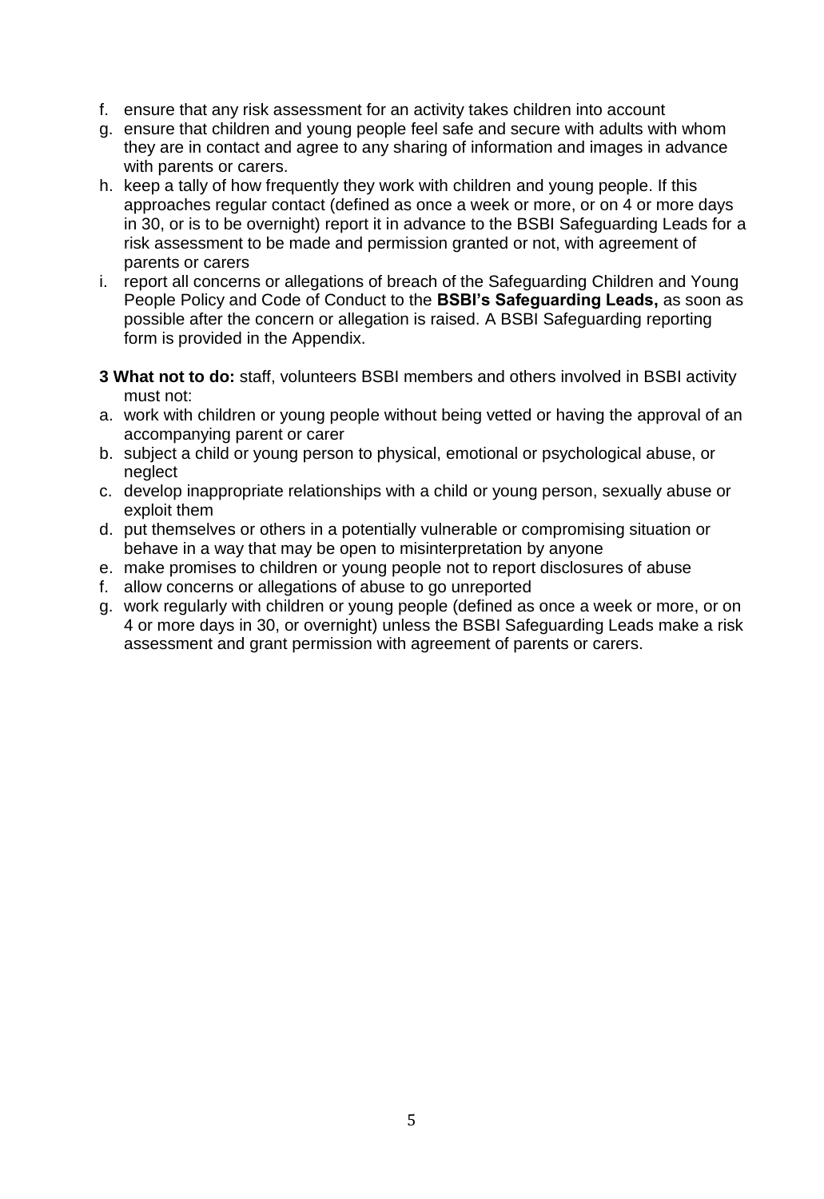f. ensure that any risk assessment for an activity takes children into account
g. ensure that children and young people feel safe and secure with adults with whom they are in contact and agree to any sharing of information and images in advance with parents or carers.
h. keep a tally of how frequently they work with children and young people. If this approaches regular contact (defined as once a week or more, or on 4 or more days in 30, or is to be overnight) report it in advance to the BSBI Safeguarding Leads for a risk assessment to be made and permission granted or not, with agreement of parents or carers
i. report all concerns or allegations of breach of the Safeguarding Children and Young People Policy and Code of Conduct to the **BSBI's Safeguarding Leads,** as soon as possible after the concern or allegation is raised. A BSBI Safeguarding reporting form is provided in the Appendix.

**3 What not to do:** staff, volunteers BSBI members and others involved in BSBI activity must not:

a. work with children or young people without being vetted or having the approval of an accompanying parent or carer
b. subject a child or young person to physical, emotional or psychological abuse, or neglect
c. develop inappropriate relationships with a child or young person, sexually abuse or exploit them
d. put themselves or others in a potentially vulnerable or compromising situation or behave in a way that may be open to misinterpretation by anyone
e. make promises to children or young people not to report disclosures of abuse
f. allow concerns or allegations of abuse to go unreported
g. work regularly with children or young people (defined as once a week or more, or on 4 or more days in 30, or overnight) unless the BSBI Safeguarding Leads make a risk assessment and grant permission with agreement of parents or carers.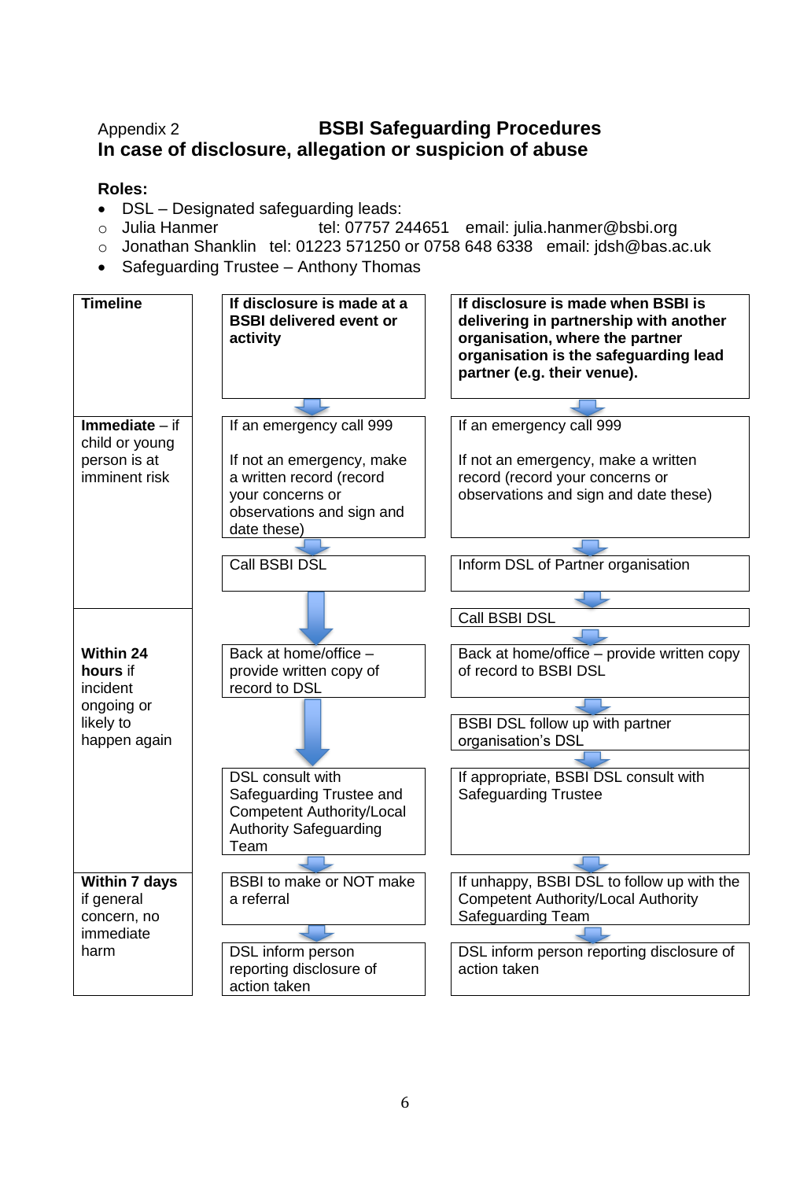Appendix 2

# BSBI Safeguarding Procedures

## In case of disclosure, allegation or suspicion of abuse

**Roles:**

- DSL – Designated safeguarding leads:
  - Julia Hanmer tel: 07757 244651 email: julia.hanmer@bsbi.org
  - Jonathan Shanklin tel: 01223 571250 or 0758 648 6338 email: jdsh@bas.ac.uk
- Safeguarding Trustee – Anthony Thomas

| Timeline | If disclosure is made at a BSBI delivered event or activity | If disclosure is made when BSBI is delivering in partnership with another organisation, where the partner organisation is the safeguarding lead partner (e.g. their venue). |
|---|---|---|
| **Immediate** – if child or young person is at imminent risk | If an emergency call 999<br><br>If not an emergency, make a written record (record your concerns or observations and sign and date these)<br>↓<br>Call BSBI DSL | If an emergency call 999<br><br>If not an emergency, make a written record (record your concerns or observations and sign and date these)<br>↓<br>Inform DSL of Partner organisation<br>↓<br>Call BSBI DSL |
| **Within 24 hours** if incident ongoing or likely to happen again | Back at home/office – provide written copy of record to DSL<br>↓<br>DSL consult with Safeguarding Trustee and Competent Authority/Local Authority Safeguarding Team | Back at home/office – provide written copy of record to BSBI DSL<br>↓<br>BSBI DSL follow up with partner organisation's DSL<br>↓<br>If appropriate, BSBI DSL consult with Safeguarding Trustee |
| **Within 7 days** if general concern, no immediate harm | BSBI to make or NOT make a referral<br>↓<br>DSL inform person reporting disclosure of action taken | If unhappy, BSBI DSL to follow up with the Competent Authority/Local Authority Safeguarding Team<br>↓<br>DSL inform person reporting disclosure of action taken |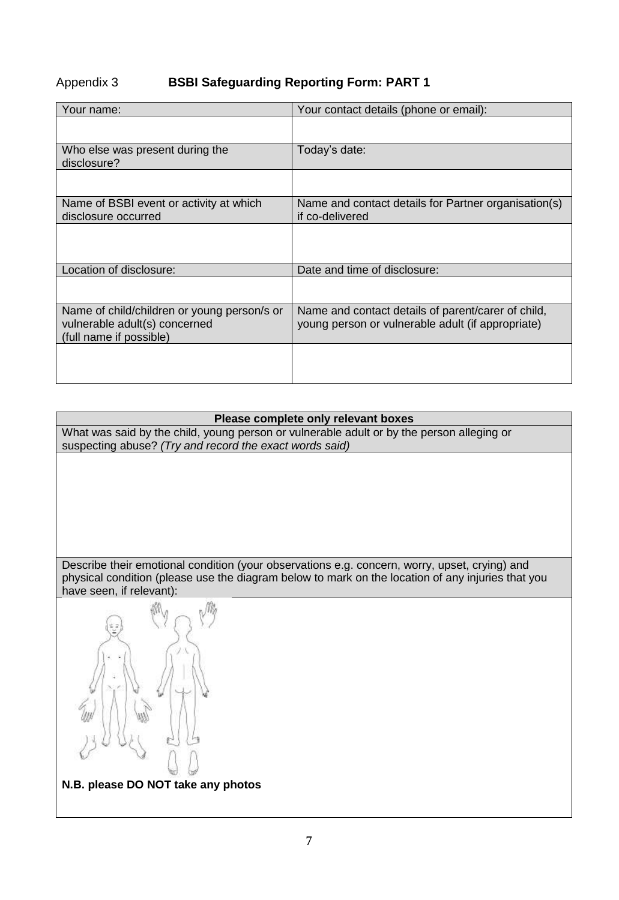Appendix 3 **BSBI Safeguarding Reporting Form: PART 1**

| Your name: | Your contact details (phone or email): |
|---|---|
| | |
| Who else was present during the disclosure? | Today's date: |
| | |
| Name of BSBI event or activity at which disclosure occurred | Name and contact details for Partner organisation(s) if co-delivered |
| | |
| Location of disclosure: | Date and time of disclosure: |
| | |
| Name of child/children or young person/s or vulnerable adult(s) concerned (full name if possible) | Name and contact details of parent/carer of child, young person or vulnerable adult (if appropriate) |
| | |

| **Please complete only relevant boxes** |
|---|
| What was said by the child, young person or vulnerable adult or by the person alleging or suspecting abuse? *(Try and record the exact words said)* |
| |
| Describe their emotional condition (your observations e.g. concern, worry, upset, crying) and physical condition (please use the diagram below to mark on the location of any injuries that you have seen, if relevant): |
| **N.B. please DO NOT take any photos** |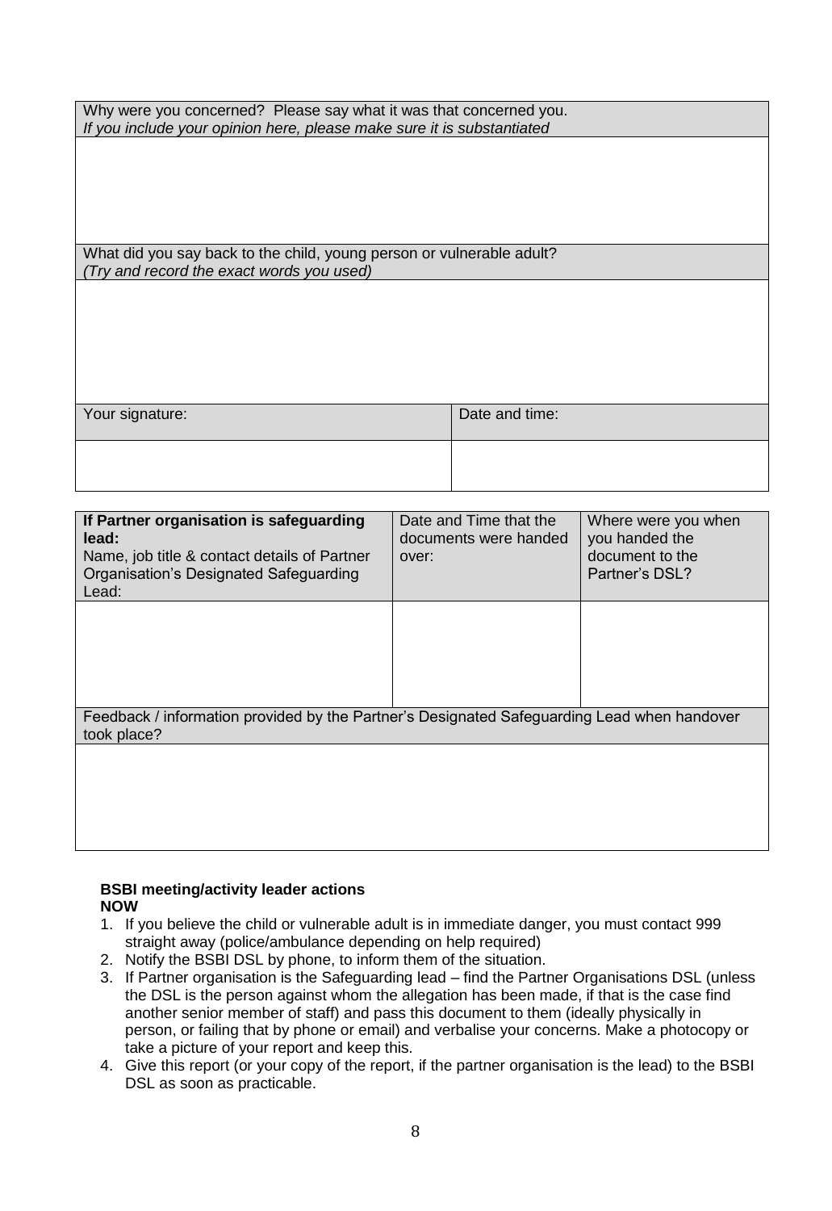| Why were you concerned? Please say what it was that concerned you.<br>*If you include your opinion here, please make sure it is substantiated* |
|---|
| |

| What did you say back to the child, young person or vulnerable adult?<br>*(Try and record the exact words you used)* |
|---|
| |

| Your signature: | Date and time: |
|---|---|
| | |

| **If Partner organisation is safeguarding lead:**<br>Name, job title & contact details of Partner Organisation's Designated Safeguarding Lead: | Date and Time that the documents were handed over: | Where were you when you handed the document to the Partner's DSL? |
|---|---|---|
| | | |

| Feedback / information provided by the Partner's Designated Safeguarding Lead when handover took place? |
|---|
| |

**BSBI meeting/activity leader actions**
**NOW**

1. If you believe the child or vulnerable adult is in immediate danger, you must contact 999 straight away (police/ambulance depending on help required)
2. Notify the BSBI DSL by phone, to inform them of the situation.
3. If Partner organisation is the Safeguarding lead – find the Partner Organisations DSL (unless the DSL is the person against whom the allegation has been made, if that is the case find another senior member of staff) and pass this document to them (ideally physically in person, or failing that by phone or email) and verbalise your concerns. Make a photocopy or take a picture of your report and keep this.
4. Give this report (or your copy of the report, if the partner organisation is the lead) to the BSBI DSL as soon as practicable.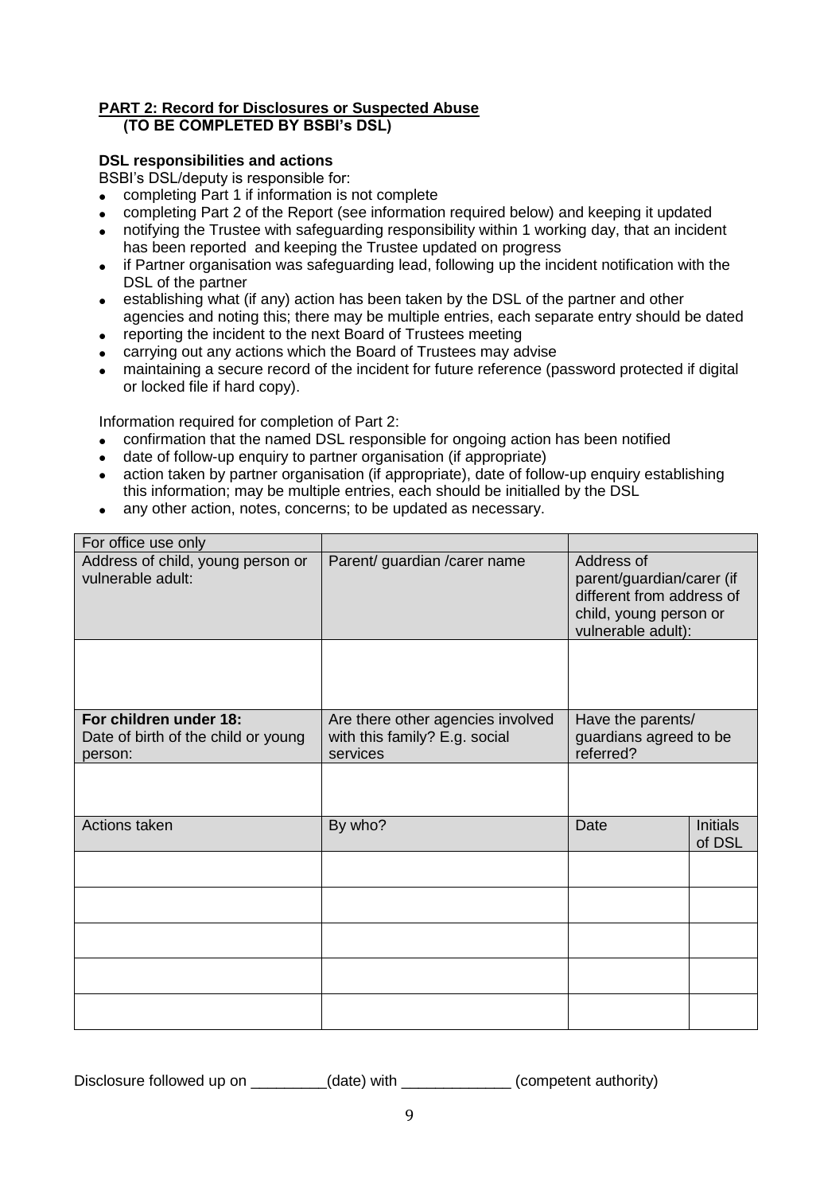**PART 2: Record for Disclosures or Suspected Abuse**
**(TO BE COMPLETED BY BSBI's DSL)**

**DSL responsibilities and actions**

BSBI's DSL/deputy is responsible for:

- completing Part 1 if information is not complete
- completing Part 2 of the Report (see information required below) and keeping it updated
- notifying the Trustee with safeguarding responsibility within 1 working day, that an incident has been reported and keeping the Trustee updated on progress
- if Partner organisation was safeguarding lead, following up the incident notification with the DSL of the partner
- establishing what (if any) action has been taken by the DSL of the partner and other agencies and noting this; there may be multiple entries, each separate entry should be dated
- reporting the incident to the next Board of Trustees meeting
- carrying out any actions which the Board of Trustees may advise
- maintaining a secure record of the incident for future reference (password protected if digital or locked file if hard copy).

Information required for completion of Part 2:

- confirmation that the named DSL responsible for ongoing action has been notified
- date of follow-up enquiry to partner organisation (if appropriate)
- action taken by partner organisation (if appropriate), date of follow-up enquiry establishing this information; may be multiple entries, each should be initialled by the DSL
- any other action, notes, concerns; to be updated as necessary.

| For office use only | | | |
|---|---|---|---|
| Address of child, young person or vulnerable adult: | Parent/ guardian /carer name | Address of parent/guardian/carer (if different from address of child, young person or vulnerable adult): | |
| | | | |
| **For children under 18:** Date of birth of the child or young person: | Are there other agencies involved with this family? E.g. social services | Have the parents/ guardians agreed to be referred? | |
| | | | |
| Actions taken | By who? | Date | Initials of DSL |
| | | | |
| | | | |
| | | | |
| | | | |
| | | | |

Disclosure followed up on _________(date) with _____________ (competent authority)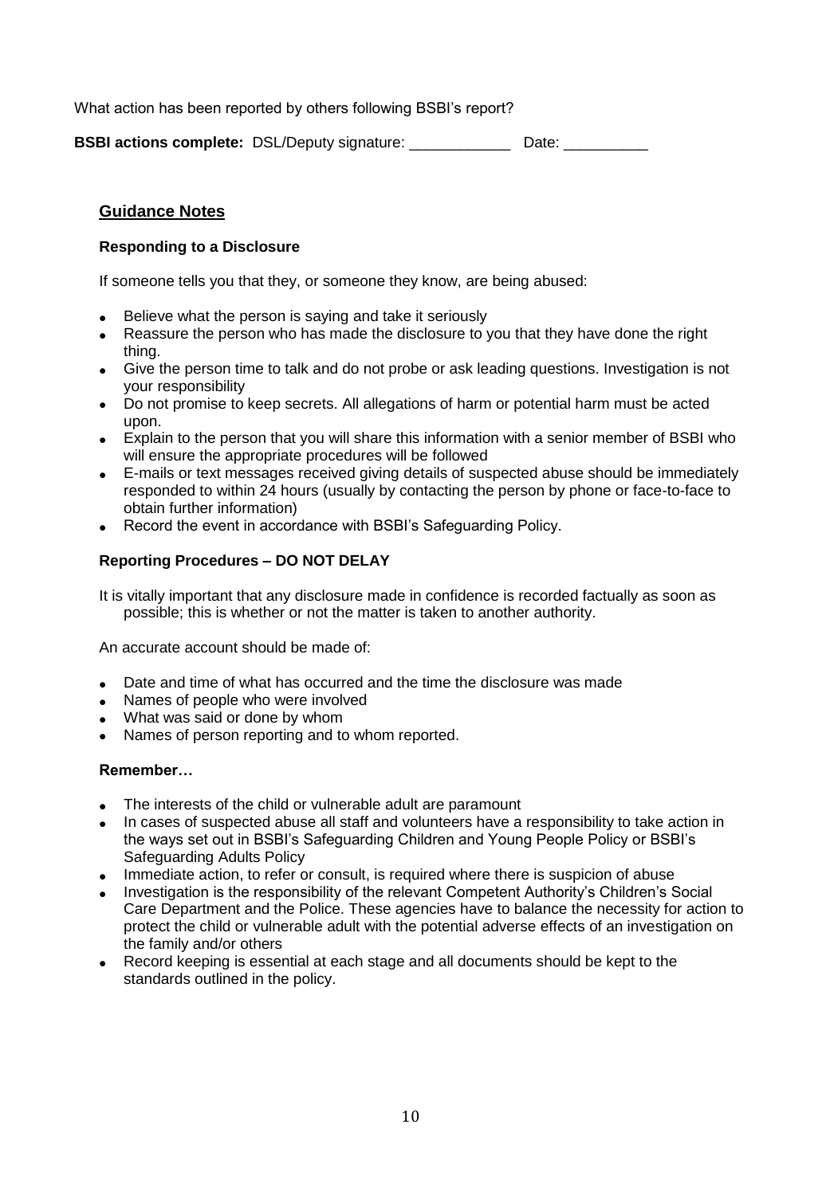What action has been reported by others following BSBI's report?

**BSBI actions complete:** DSL/Deputy signature: ____________ Date: __________

## Guidance Notes

### Responding to a Disclosure

If someone tells you that they, or someone they know, are being abused:

- Believe what the person is saying and take it seriously
- Reassure the person who has made the disclosure to you that they have done the right thing.
- Give the person time to talk and do not probe or ask leading questions. Investigation is not your responsibility
- Do not promise to keep secrets. All allegations of harm or potential harm must be acted upon.
- Explain to the person that you will share this information with a senior member of BSBI who will ensure the appropriate procedures will be followed
- E-mails or text messages received giving details of suspected abuse should be immediately responded to within 24 hours (usually by contacting the person by phone or face-to-face to obtain further information)
- Record the event in accordance with BSBI's Safeguarding Policy.

### Reporting Procedures – DO NOT DELAY

It is vitally important that any disclosure made in confidence is recorded factually as soon as possible; this is whether or not the matter is taken to another authority.

An accurate account should be made of:

- Date and time of what has occurred and the time the disclosure was made
- Names of people who were involved
- What was said or done by whom
- Names of person reporting and to whom reported.

### Remember…

- The interests of the child or vulnerable adult are paramount
- In cases of suspected abuse all staff and volunteers have a responsibility to take action in the ways set out in BSBI's Safeguarding Children and Young People Policy or BSBI's Safeguarding Adults Policy
- Immediate action, to refer or consult, is required where there is suspicion of abuse
- Investigation is the responsibility of the relevant Competent Authority's Children's Social Care Department and the Police. These agencies have to balance the necessity for action to protect the child or vulnerable adult with the potential adverse effects of an investigation on the family and/or others
- Record keeping is essential at each stage and all documents should be kept to the standards outlined in the policy.